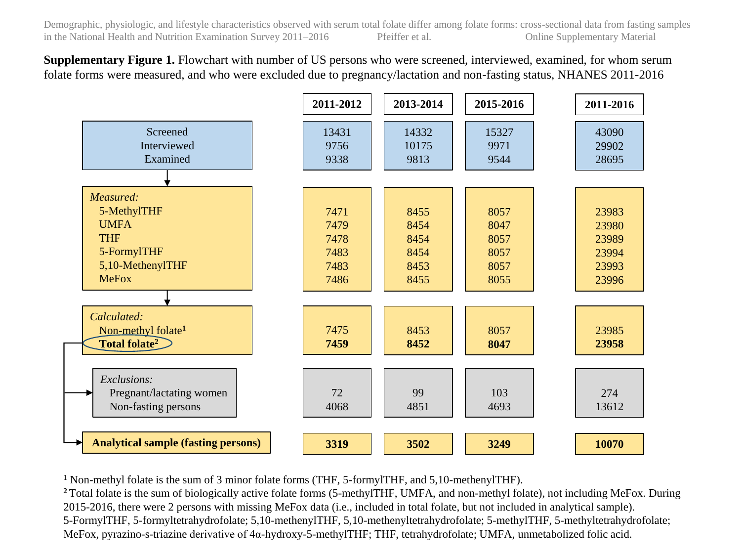**Supplementary Figure 1.** Flowchart with number of US persons who were screened, interviewed, examined, for whom serum folate forms were measured, and who were excluded due to pregnancy/lactation and non-fasting status, NHANES 2011-2016

| | 2011-2012 | 2013-2014 | 2015-2016 | 2011-2016 |
|---|---|---|---|---|
| Screened | 13431 | 14332 | 15327 | 43090 |
| Interviewed | 9756 | 10175 | 9971 | 29902 |
| Examined | 9338 | 9813 | 9544 | 28695 |
| *Measured:* | | | | |
| 5-MethylTHF | 7471 | 8455 | 8057 | 23983 |
| UMFA | 7479 | 8454 | 8047 | 23980 |
| THF | 7478 | 8454 | 8057 | 23989 |
| 5-FormylTHF | 7483 | 8454 | 8057 | 23994 |
| 5,10-MethenylTHF | 7483 | 8453 | 8057 | 23993 |
| MeFox | 7486 | 8455 | 8055 | 23996 |
| *Calculated:* | | | | |
| Non-methyl folate[1] | 7475 | 8453 | 8057 | 23985 |
| **Total folate[2]** | **7459** | **8452** | **8047** | **23958** |
| *Exclusions:* | | | | |
| Pregnant/lactating women | 72 | 99 | 103 | 274 |
| Non-fasting persons | 4068 | 4851 | 4693 | 13612 |
| **Analytical sample (fasting persons)** | **3319** | **3502** | **3249** | **10070** |

[1] Non-methyl folate is the sum of 3 minor folate forms (THF, 5-formylTHF, and 5,10-methenylTHF).

[2] Total folate is the sum of biologically active folate forms (5-methylTHF, UMFA, and non-methyl folate), not including MeFox. During 2015-2016, there were 2 persons with missing MeFox data (i.e., included in total folate, but not included in analytical sample).

5-FormylTHF, 5-formyltetrahydrofolate; 5,10-methenylTHF, 5,10-methenyltetrahydrofolate; 5-methylTHF, 5-methyltetrahydrofolate; MeFox, pyrazino-s-triazine derivative of 4α-hydroxy-5-methylTHF; THF, tetrahydrofolate; UMFA, unmetabolized folic acid.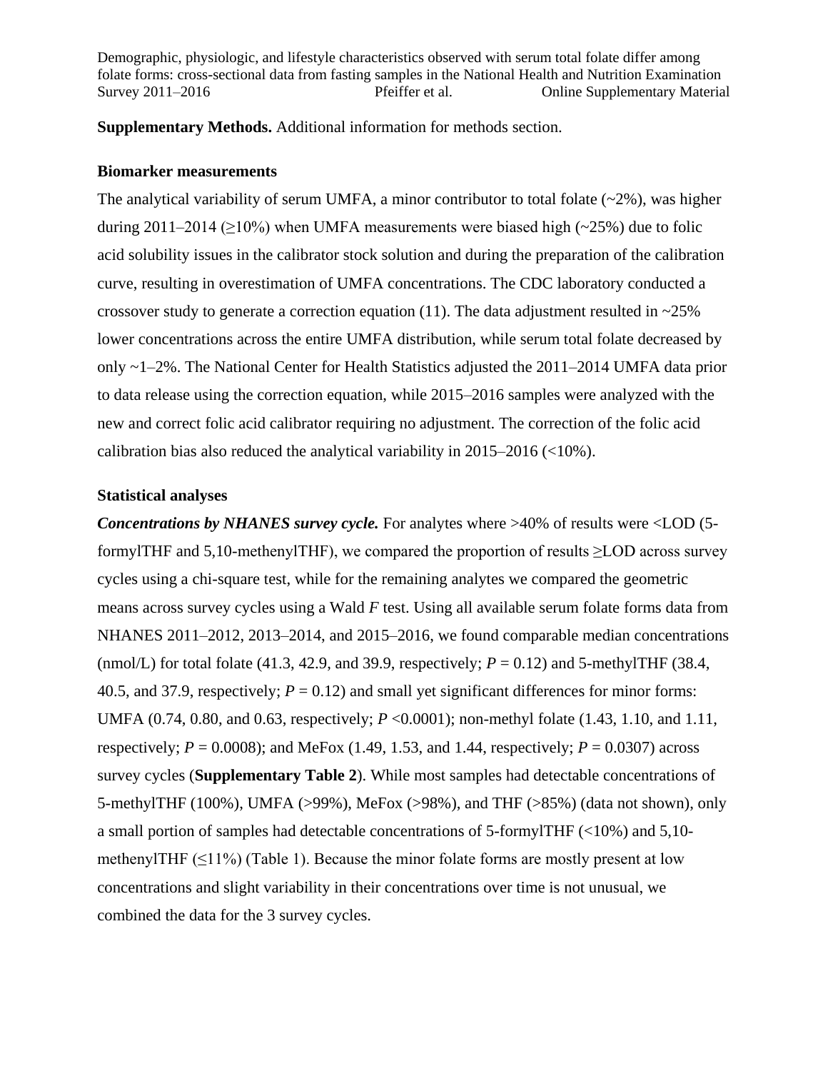**Supplementary Methods.** Additional information for methods section.

**Biomarker measurements**

The analytical variability of serum UMFA, a minor contributor to total folate (~2%), was higher during 2011–2014 (≥10%) when UMFA measurements were biased high (~25%) due to folic acid solubility issues in the calibrator stock solution and during the preparation of the calibration curve, resulting in overestimation of UMFA concentrations. The CDC laboratory conducted a crossover study to generate a correction equation (11). The data adjustment resulted in ~25% lower concentrations across the entire UMFA distribution, while serum total folate decreased by only ~1–2%. The National Center for Health Statistics adjusted the 2011–2014 UMFA data prior to data release using the correction equation, while 2015–2016 samples were analyzed with the new and correct folic acid calibrator requiring no adjustment. The correction of the folic acid calibration bias also reduced the analytical variability in 2015–2016 (<10%).

**Statistical analyses**

***Concentrations by NHANES survey cycle.*** For analytes where >40% of results were <LOD (5-formylTHF and 5,10-methenylTHF), we compared the proportion of results ≥LOD across survey cycles using a chi-square test, while for the remaining analytes we compared the geometric means across survey cycles using a Wald *F* test. Using all available serum folate forms data from NHANES 2011–2012, 2013–2014, and 2015–2016, we found comparable median concentrations (nmol/L) for total folate (41.3, 42.9, and 39.9, respectively; $P = 0.12$) and 5-methylTHF (38.4, 40.5, and 37.9, respectively; $P = 0.12$) and small yet significant differences for minor forms: UMFA (0.74, 0.80, and 0.63, respectively; $P < 0.0001$); non-methyl folate (1.43, 1.10, and 1.11, respectively; $P = 0.0008$); and MeFox (1.49, 1.53, and 1.44, respectively; $P = 0.0307$) across survey cycles (**Supplementary Table 2**). While most samples had detectable concentrations of 5-methylTHF (100%), UMFA (>99%), MeFox (>98%), and THF (>85%) (data not shown), only a small portion of samples had detectable concentrations of 5-formylTHF (<10%) and 5,10-methenylTHF (≤11%) (Table 1). Because the minor folate forms are mostly present at low concentrations and slight variability in their concentrations over time is not unusual, we combined the data for the 3 survey cycles.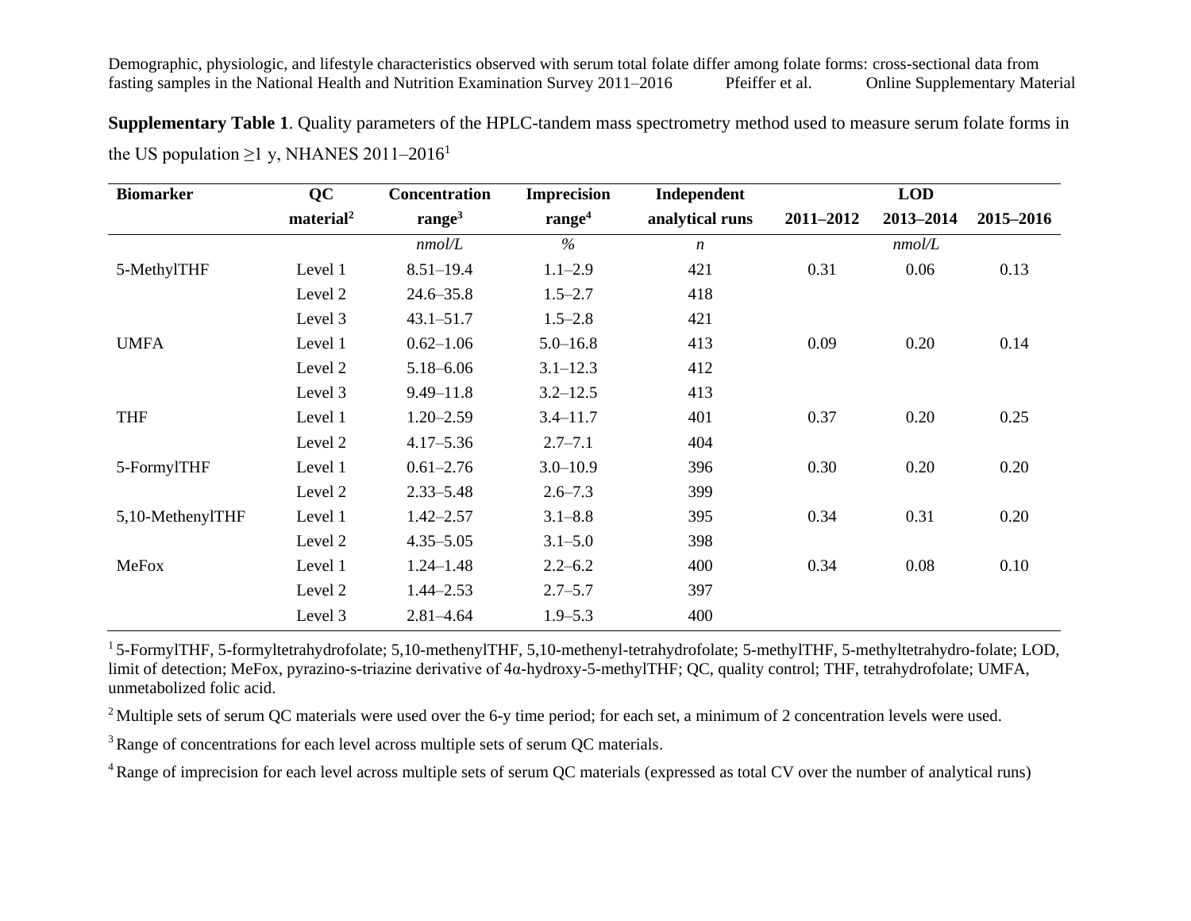**Supplementary Table 1**. Quality parameters of the HPLC-tandem mass spectrometry method used to measure serum folate forms in the US population ≥1 y, NHANES 2011–2016[1]

| Biomarker | QC material[2] | Concentration range[3] | Imprecision range[4] | Independent analytical runs | LOD 2011–2012 | LOD 2013–2014 | LOD 2015–2016 |
|---|---|---|---|---|---|---|---|
| | | *nmol/L* | *%* | *n* | | *nmol/L* | |
| 5-MethylTHF | Level 1 | 8.51–19.4 | 1.1–2.9 | 421 | 0.31 | 0.06 | 0.13 |
| | Level 2 | 24.6–35.8 | 1.5–2.7 | 418 | | | |
| | Level 3 | 43.1–51.7 | 1.5–2.8 | 421 | | | |
| UMFA | Level 1 | 0.62–1.06 | 5.0–16.8 | 413 | 0.09 | 0.20 | 0.14 |
| | Level 2 | 5.18–6.06 | 3.1–12.3 | 412 | | | |
| | Level 3 | 9.49–11.8 | 3.2–12.5 | 413 | | | |
| THF | Level 1 | 1.20–2.59 | 3.4–11.7 | 401 | 0.37 | 0.20 | 0.25 |
| | Level 2 | 4.17–5.36 | 2.7–7.1 | 404 | | | |
| 5-FormylTHF | Level 1 | 0.61–2.76 | 3.0–10.9 | 396 | 0.30 | 0.20 | 0.20 |
| | Level 2 | 2.33–5.48 | 2.6–7.3 | 399 | | | |
| 5,10-MethenylTHF | Level 1 | 1.42–2.57 | 3.1–8.8 | 395 | 0.34 | 0.31 | 0.20 |
| | Level 2 | 4.35–5.05 | 3.1–5.0 | 398 | | | |
| MeFox | Level 1 | 1.24–1.48 | 2.2–6.2 | 400 | 0.34 | 0.08 | 0.10 |
| | Level 2 | 1.44–2.53 | 2.7–5.7 | 397 | | | |
| | Level 3 | 2.81–4.64 | 1.9–5.3 | 400 | | | |

[1] 5-FormylTHF, 5-formyltetrahydrofolate; 5,10-methenylTHF, 5,10-methenyl-tetrahydrofolate; 5-methylTHF, 5-methyltetrahydro-folate; LOD, limit of detection; MeFox, pyrazino-s-triazine derivative of 4α-hydroxy-5-methylTHF; QC, quality control; THF, tetrahydrofolate; UMFA, unmetabolized folic acid.

[2] Multiple sets of serum QC materials were used over the 6-y time period; for each set, a minimum of 2 concentration levels were used.

[3] Range of concentrations for each level across multiple sets of serum QC materials.

[4] Range of imprecision for each level across multiple sets of serum QC materials (expressed as total CV over the number of analytical runs)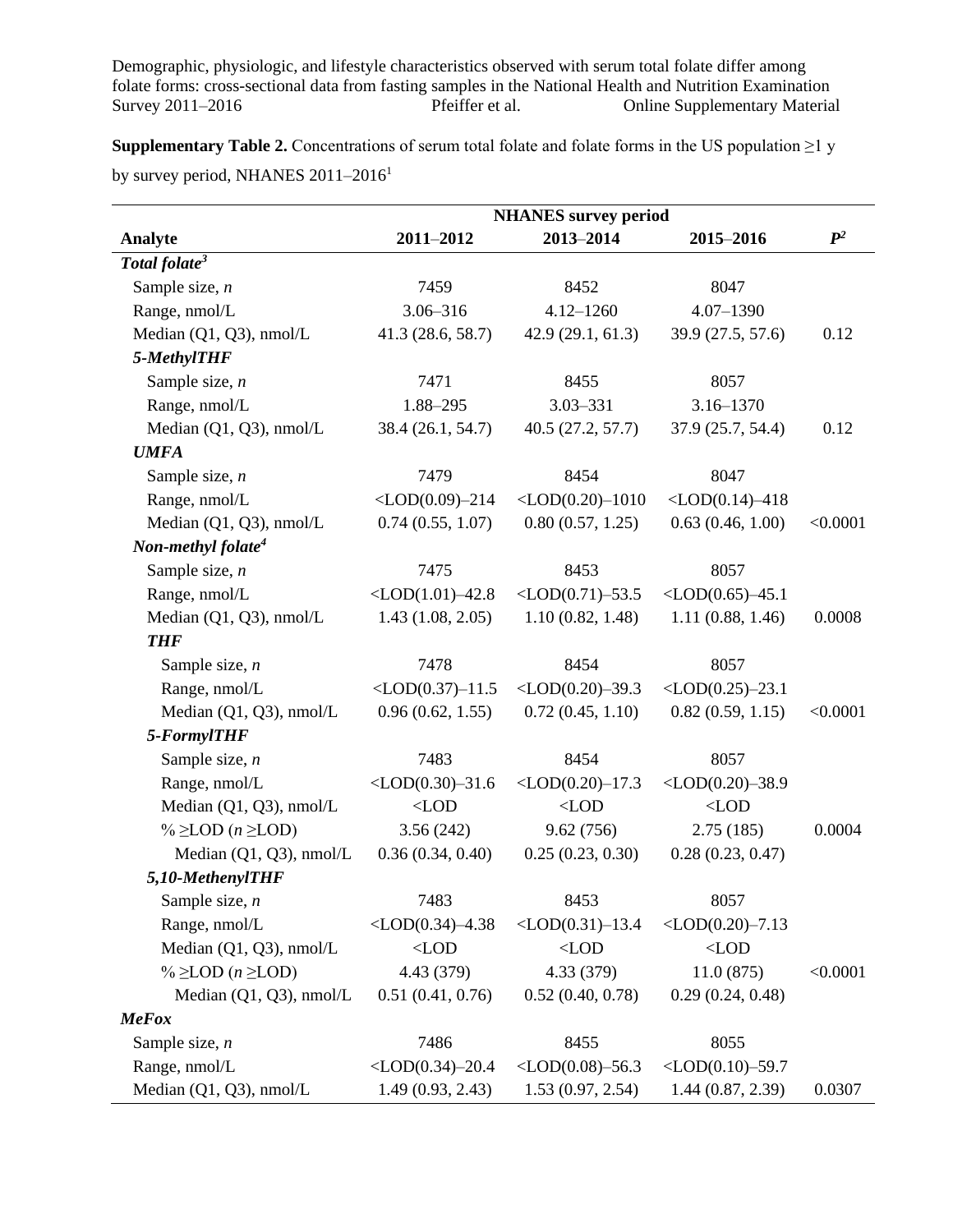**Supplementary Table 2.** Concentrations of serum total folate and folate forms in the US population ≥1 y by survey period, NHANES 2011–2016[1]

| Analyte | NHANES survey period | | | |
|---|---|---|---|---|
| | 2011–2012 | 2013–2014 | 2015–2016 | P[2] |
| ***Total folate[3]*** | | | | |
| Sample size, *n* | 7459 | 8452 | 8047 | |
| Range, nmol/L | 3.06–316 | 4.12–1260 | 4.07–1390 | |
| Median (Q1, Q3), nmol/L | 41.3 (28.6, 58.7) | 42.9 (29.1, 61.3) | 39.9 (27.5, 57.6) | 0.12 |
| ***5-MethylTHF*** | | | | |
| Sample size, *n* | 7471 | 8455 | 8057 | |
| Range, nmol/L | 1.88–295 | 3.03–331 | 3.16–1370 | |
| Median (Q1, Q3), nmol/L | 38.4 (26.1, 54.7) | 40.5 (27.2, 57.7) | 37.9 (25.7, 54.4) | 0.12 |
| ***UMFA*** | | | | |
| Sample size, *n* | 7479 | 8454 | 8047 | |
| Range, nmol/L | <LOD(0.09)–214 | <LOD(0.20)–1010 | <LOD(0.14)–418 | |
| Median (Q1, Q3), nmol/L | 0.74 (0.55, 1.07) | 0.80 (0.57, 1.25) | 0.63 (0.46, 1.00) | <0.0001 |
| ***Non-methyl folate[4]*** | | | | |
| Sample size, *n* | 7475 | 8453 | 8057 | |
| Range, nmol/L | <LOD(1.01)–42.8 | <LOD(0.71)–53.5 | <LOD(0.65)–45.1 | |
| Median (Q1, Q3), nmol/L | 1.43 (1.08, 2.05) | 1.10 (0.82, 1.48) | 1.11 (0.88, 1.46) | 0.0008 |
| ***THF*** | | | | |
| Sample size, *n* | 7478 | 8454 | 8057 | |
| Range, nmol/L | <LOD(0.37)–11.5 | <LOD(0.20)–39.3 | <LOD(0.25)–23.1 | |
| Median (Q1, Q3), nmol/L | 0.96 (0.62, 1.55) | 0.72 (0.45, 1.10) | 0.82 (0.59, 1.15) | <0.0001 |
| ***5-FormylTHF*** | | | | |
| Sample size, *n* | 7483 | 8454 | 8057 | |
| Range, nmol/L | <LOD(0.30)–31.6 | <LOD(0.20)–17.3 | <LOD(0.20)–38.9 | |
| Median (Q1, Q3), nmol/L | <LOD | <LOD | <LOD | |
| % ≥LOD (*n* ≥LOD) | 3.56 (242) | 9.62 (756) | 2.75 (185) | 0.0004 |
| Median (Q1, Q3), nmol/L | 0.36 (0.34, 0.40) | 0.25 (0.23, 0.30) | 0.28 (0.23, 0.47) | |
| ***5,10-MethenylTHF*** | | | | |
| Sample size, *n* | 7483 | 8453 | 8057 | |
| Range, nmol/L | <LOD(0.34)–4.38 | <LOD(0.31)–13.4 | <LOD(0.20)–7.13 | |
| Median (Q1, Q3), nmol/L | <LOD | <LOD | <LOD | |
| % ≥LOD (*n* ≥LOD) | 4.43 (379) | 4.33 (379) | 11.0 (875) | <0.0001 |
| Median (Q1, Q3), nmol/L | 0.51 (0.41, 0.76) | 0.52 (0.40, 0.78) | 0.29 (0.24, 0.48) | |
| ***MeFox*** | | | | |
| Sample size, *n* | 7486 | 8455 | 8055 | |
| Range, nmol/L | <LOD(0.34)–20.4 | <LOD(0.08)–56.3 | <LOD(0.10)–59.7 | |
| Median (Q1, Q3), nmol/L | 1.49 (0.93, 2.43) | 1.53 (0.97, 2.54) | 1.44 (0.87, 2.39) | 0.0307 |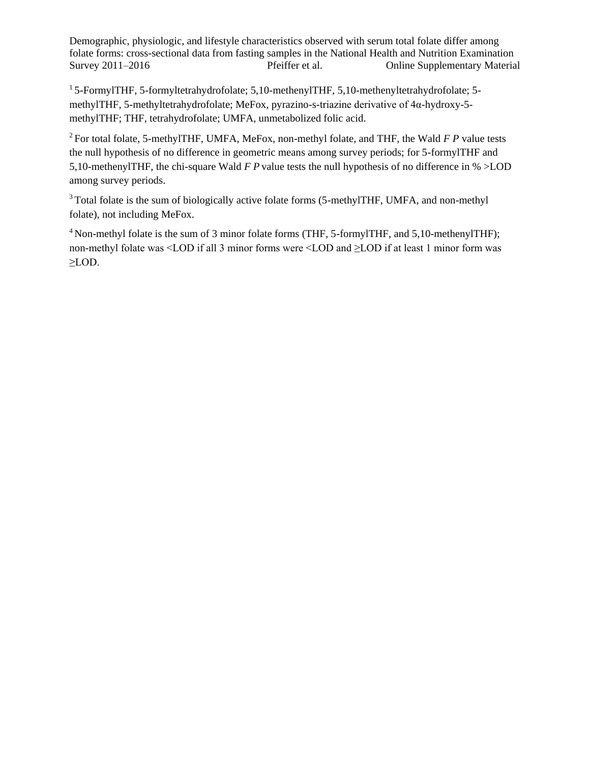[1] 5-FormylTHF, 5-formyltetrahydrofolate; 5,10-methenylTHF, 5,10-methenyltetrahydrofolate; 5-methylTHF, 5-methyltetrahydrofolate; MeFox, pyrazino-s-triazine derivative of 4α-hydroxy-5-methylTHF; THF, tetrahydrofolate; UMFA, unmetabolized folic acid.

[2] For total folate, 5-methylTHF, UMFA, MeFox, non-methyl folate, and THF, the Wald *F P* value tests the null hypothesis of no difference in geometric means among survey periods; for 5-formylTHF and 5,10-methenylTHF, the chi-square Wald *F P* value tests the null hypothesis of no difference in % >LOD among survey periods.

[3] Total folate is the sum of biologically active folate forms (5-methylTHF, UMFA, and non-methyl folate), not including MeFox.

[4] Non-methyl folate is the sum of 3 minor folate forms (THF, 5-formylTHF, and 5,10-methenylTHF); non-methyl folate was <LOD if all 3 minor forms were <LOD and ≥LOD if at least 1 minor form was ≥LOD.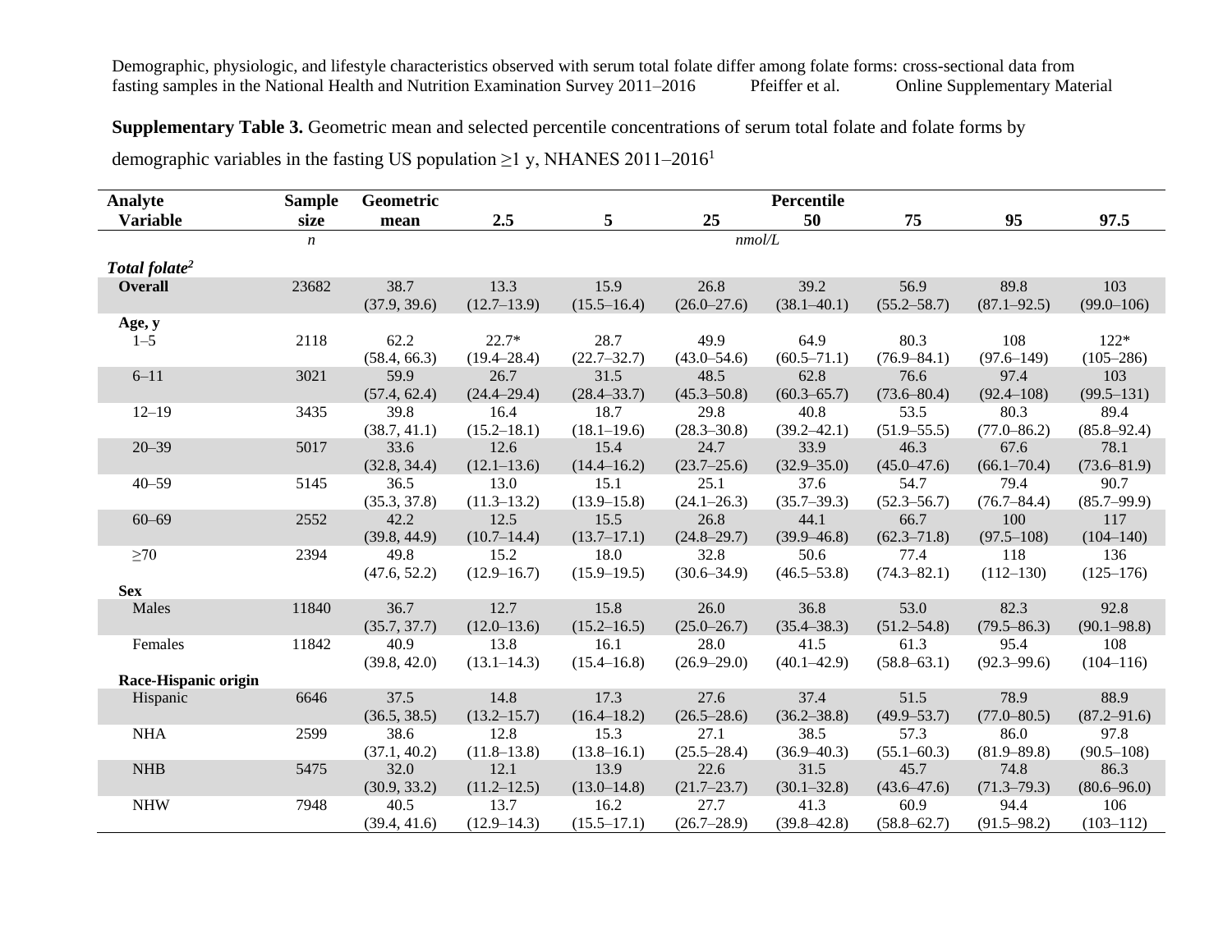**Supplementary Table 3.** Geometric mean and selected percentile concentrations of serum total folate and folate forms by demographic variables in the fasting US population ≥1 y, NHANES 2011–2016[1]

| Analyte Variable | Sample size | Geometric mean | Percentile 2.5 | 5 | 25 | 50 | 75 | 95 | 97.5 |
|---|---|---|---|---|---|---|---|---|---|
| | *n* | | | | *nmol/L* | | | | |
| ***Total folate***[2] | | | | | | | | | |
| **Overall** | 23682 | 38.7 (37.9, 39.6) | 13.3 (12.7–13.9) | 15.9 (15.5–16.4) | 26.8 (26.0–27.6) | 39.2 (38.1–40.1) | 56.9 (55.2–58.7) | 89.8 (87.1–92.5) | 103 (99.0–106) |
| **Age, y** | | | | | | | | | |
| 1–5 | 2118 | 62.2 (58.4, 66.3) | 22.7* (19.4–28.4) | 28.7 (22.7–32.7) | 49.9 (43.0–54.6) | 64.9 (60.5–71.1) | 80.3 (76.9–84.1) | 108 (97.6–149) | 122* (105–286) |
| 6–11 | 3021 | 59.9 (57.4, 62.4) | 26.7 (24.4–29.4) | 31.5 (28.4–33.7) | 48.5 (45.3–50.8) | 62.8 (60.3–65.7) | 76.6 (73.6–80.4) | 97.4 (92.4–108) | 103 (99.5–131) |
| 12–19 | 3435 | 39.8 (38.7, 41.1) | 16.4 (15.2–18.1) | 18.7 (18.1–19.6) | 29.8 (28.3–30.8) | 40.8 (39.2–42.1) | 53.5 (51.9–55.5) | 80.3 (77.0–86.2) | 89.4 (85.8–92.4) |
| 20–39 | 5017 | 33.6 (32.8, 34.4) | 12.6 (12.1–13.6) | 15.4 (14.4–16.2) | 24.7 (23.7–25.6) | 33.9 (32.9–35.0) | 46.3 (45.0–47.6) | 67.6 (66.1–70.4) | 78.1 (73.6–81.9) |
| 40–59 | 5145 | 36.5 (35.3, 37.8) | 13.0 (11.3–13.2) | 15.1 (13.9–15.8) | 25.1 (24.1–26.3) | 37.6 (35.7–39.3) | 54.7 (52.3–56.7) | 79.4 (76.7–84.4) | 90.7 (85.7–99.9) |
| 60–69 | 2552 | 42.2 (39.8, 44.9) | 12.5 (10.7–14.4) | 15.5 (13.7–17.1) | 26.8 (24.8–29.7) | 44.1 (39.9–46.8) | 66.7 (62.3–71.8) | 100 (97.5–108) | 117 (104–140) |
| ≥70 | 2394 | 49.8 (47.6, 52.2) | 15.2 (12.9–16.7) | 18.0 (15.9–19.5) | 32.8 (30.6–34.9) | 50.6 (46.5–53.8) | 77.4 (74.3–82.1) | 118 (112–130) | 136 (125–176) |
| **Sex** | | | | | | | | | |
| Males | 11840 | 36.7 (35.7, 37.7) | 12.7 (12.0–13.6) | 15.8 (15.2–16.5) | 26.0 (25.0–26.7) | 36.8 (35.4–38.3) | 53.0 (51.2–54.8) | 82.3 (79.5–86.3) | 92.8 (90.1–98.8) |
| Females | 11842 | 40.9 (39.8, 42.0) | 13.8 (13.1–14.3) | 16.1 (15.4–16.8) | 28.0 (26.9–29.0) | 41.5 (40.1–42.9) | 61.3 (58.8–63.1) | 95.4 (92.3–99.6) | 108 (104–116) |
| **Race-Hispanic origin** | | | | | | | | | |
| Hispanic | 6646 | 37.5 (36.5, 38.5) | 14.8 (13.2–15.7) | 17.3 (16.4–18.2) | 27.6 (26.5–28.6) | 37.4 (36.2–38.8) | 51.5 (49.9–53.7) | 78.9 (77.0–80.5) | 88.9 (87.2–91.6) |
| NHA | 2599 | 38.6 (37.1, 40.2) | 12.8 (11.8–13.8) | 15.3 (13.8–16.1) | 27.1 (25.5–28.4) | 38.5 (36.9–40.3) | 57.3 (55.1–60.3) | 86.0 (81.9–89.8) | 97.8 (90.5–108) |
| NHB | 5475 | 32.0 (30.9, 33.2) | 12.1 (11.2–12.5) | 13.9 (13.0–14.8) | 22.6 (21.7–23.7) | 31.5 (30.1–32.8) | 45.7 (43.6–47.6) | 74.8 (71.3–79.3) | 86.3 (80.6–96.0) |
| NHW | 7948 | 40.5 (39.4, 41.6) | 13.7 (12.9–14.3) | 16.2 (15.5–17.1) | 27.7 (26.7–28.9) | 41.3 (39.8–42.8) | 60.9 (58.8–62.7) | 94.4 (91.5–98.2) | 106 (103–112) |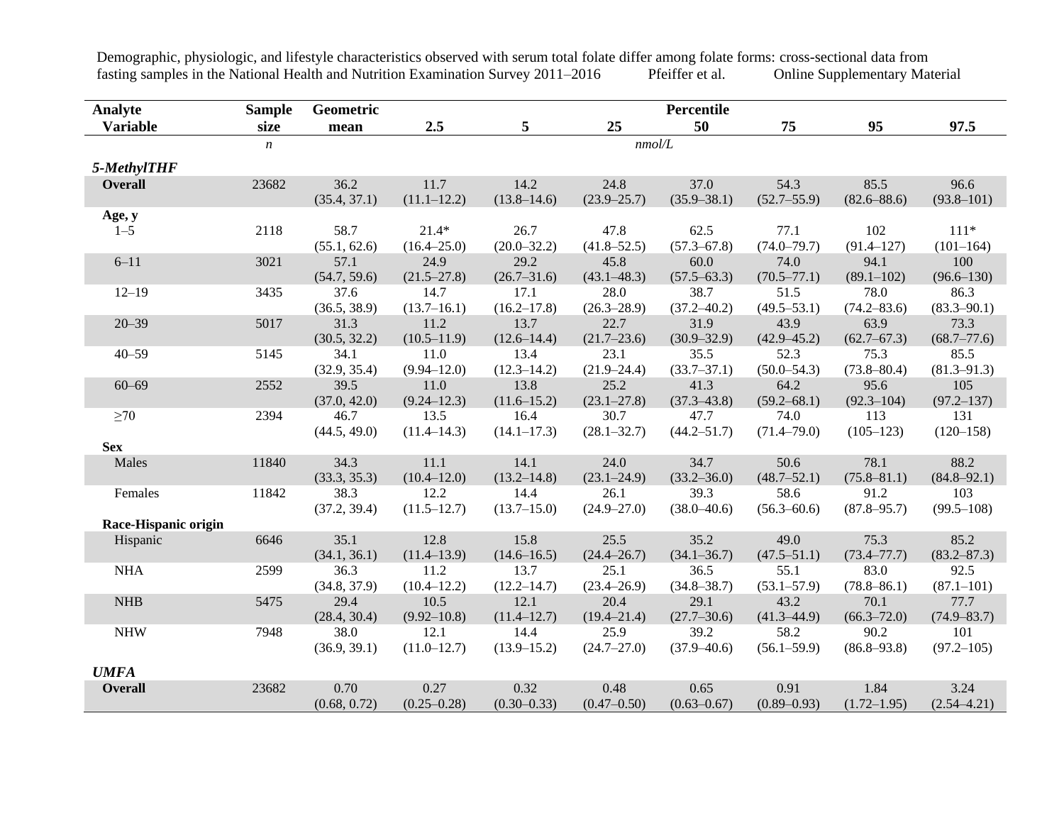| Analyte Variable | Sample size | Geometric mean | Percentile 2.5 | 5 | 25 | 50 | 75 | 95 | 97.5 |
|---|---|---|---|---|---|---|---|---|---|
| | *n* | | *nmol/L* | | | | | | |
| ***5-MethylTHF*** | | | | | | | | | |
| **Overall** | 23682 | 36.2 (35.4, 37.1) | 11.7 (11.1–12.2) | 14.2 (13.8–14.6) | 24.8 (23.9–25.7) | 37.0 (35.9–38.1) | 54.3 (52.7–55.9) | 85.5 (82.6–88.6) | 96.6 (93.8–101) |
| **Age, y** | | | | | | | | | |
| 1–5 | 2118 | 58.7 (55.1, 62.6) | 21.4* (16.4–25.0) | 26.7 (20.0–32.2) | 47.8 (41.8–52.5) | 62.5 (57.3–67.8) | 77.1 (74.0–79.7) | 102 (91.4–127) | 111* (101–164) |
| 6–11 | 3021 | 57.1 (54.7, 59.6) | 24.9 (21.5–27.8) | 29.2 (26.7–31.6) | 45.8 (43.1–48.3) | 60.0 (57.5–63.3) | 74.0 (70.5–77.1) | 94.1 (89.1–102) | 100 (96.6–130) |
| 12–19 | 3435 | 37.6 (36.5, 38.9) | 14.7 (13.7–16.1) | 17.1 (16.2–17.8) | 28.0 (26.3–28.9) | 38.7 (37.2–40.2) | 51.5 (49.5–53.1) | 78.0 (74.2–83.6) | 86.3 (83.3–90.1) |
| 20–39 | 5017 | 31.3 (30.5, 32.2) | 11.2 (10.5–11.9) | 13.7 (12.6–14.4) | 22.7 (21.7–23.6) | 31.9 (30.9–32.9) | 43.9 (42.9–45.2) | 63.9 (62.7–67.3) | 73.3 (68.7–77.6) |
| 40–59 | 5145 | 34.1 (32.9, 35.4) | 11.0 (9.94–12.0) | 13.4 (12.3–14.2) | 23.1 (21.9–24.4) | 35.5 (33.7–37.1) | 52.3 (50.0–54.3) | 75.3 (73.8–80.4) | 85.5 (81.3–91.3) |
| 60–69 | 2552 | 39.5 (37.0, 42.0) | 11.0 (9.24–12.3) | 13.8 (11.6–15.2) | 25.2 (23.1–27.8) | 41.3 (37.3–43.8) | 64.2 (59.2–68.1) | 95.6 (92.3–104) | 105 (97.2–137) |
| ≥70 | 2394 | 46.7 (44.5, 49.0) | 13.5 (11.4–14.3) | 16.4 (14.1–17.3) | 30.7 (28.1–32.7) | 47.7 (44.2–51.7) | 74.0 (71.4–79.0) | 113 (105–123) | 131 (120–158) |
| **Sex** | | | | | | | | | |
| Males | 11840 | 34.3 (33.3, 35.3) | 11.1 (10.4–12.0) | 14.1 (13.2–14.8) | 24.0 (23.1–24.9) | 34.7 (33.2–36.0) | 50.6 (48.7–52.1) | 78.1 (75.8–81.1) | 88.2 (84.8–92.1) |
| Females | 11842 | 38.3 (37.2, 39.4) | 12.2 (11.5–12.7) | 14.4 (13.7–15.0) | 26.1 (24.9–27.0) | 39.3 (38.0–40.6) | 58.6 (56.3–60.6) | 91.2 (87.8–95.7) | 103 (99.5–108) |
| **Race-Hispanic origin** | | | | | | | | | |
| Hispanic | 6646 | 35.1 (34.1, 36.1) | 12.8 (11.4–13.9) | 15.8 (14.6–16.5) | 25.5 (24.4–26.7) | 35.2 (34.1–36.7) | 49.0 (47.5–51.1) | 75.3 (73.4–77.7) | 85.2 (83.2–87.3) |
| NHA | 2599 | 36.3 (34.8, 37.9) | 11.2 (10.4–12.2) | 13.7 (12.2–14.7) | 25.1 (23.4–26.9) | 36.5 (34.8–38.7) | 55.1 (53.1–57.9) | 83.0 (78.8–86.1) | 92.5 (87.1–101) |
| NHB | 5475 | 29.4 (28.4, 30.4) | 10.5 (9.92–10.8) | 12.1 (11.4–12.7) | 20.4 (19.4–21.4) | 29.1 (27.7–30.6) | 43.2 (41.3–44.9) | 70.1 (66.3–72.0) | 77.7 (74.9–83.7) |
| NHW | 7948 | 38.0 (36.9, 39.1) | 12.1 (11.0–12.7) | 14.4 (13.9–15.2) | 25.9 (24.7–27.0) | 39.2 (37.9–40.6) | 58.2 (56.1–59.9) | 90.2 (86.8–93.8) | 101 (97.2–105) |
| ***UMFA*** | | | | | | | | | |
| **Overall** | 23682 | 0.70 (0.68, 0.72) | 0.27 (0.25–0.28) | 0.32 (0.30–0.33) | 0.48 (0.47–0.50) | 0.65 (0.63–0.67) | 0.91 (0.89–0.93) | 1.84 (1.72–1.95) | 3.24 (2.54–4.21) |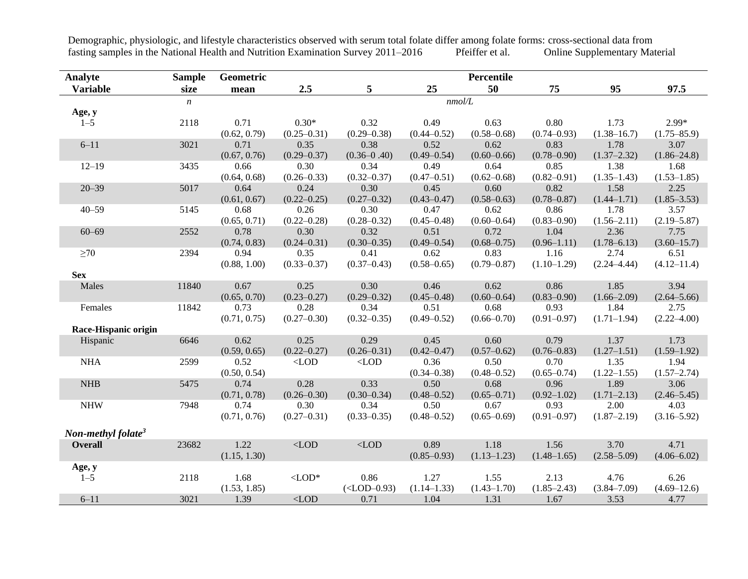| Analyte Variable | Sample size | Geometric mean | Percentile 2.5 | 5 | 25 | 50 | 75 | 95 | 97.5 |
|---|---|---|---|---|---|---|---|---|---|
| | *n* | *nmol/L* | | | | | | | |
| **Age, y** | | | | | | | | | |
| 1–5 | 2118 | 0.71 (0.62, 0.79) | 0.30* (0.25–0.31) | 0.32 (0.29–0.38) | 0.49 (0.44–0.52) | 0.63 (0.58–0.68) | 0.80 (0.74–0.93) | 1.73 (1.38–16.7) | 2.99* (1.75–85.9) |
| 6–11 | 3021 | 0.71 (0.67, 0.76) | 0.35 (0.29–0.37) | 0.38 (0.36–0 .40) | 0.52 (0.49–0.54) | 0.62 (0.60–0.66) | 0.83 (0.78–0.90) | 1.78 (1.37–2.32) | 3.07 (1.86–24.8) |
| 12–19 | 3435 | 0.66 (0.64, 0.68) | 0.30 (0.26–0.33) | 0.34 (0.32–0.37) | 0.49 (0.47–0.51) | 0.64 (0.62–0.68) | 0.85 (0.82–0.91) | 1.38 (1.35–1.43) | 1.68 (1.53–1.85) |
| 20–39 | 5017 | 0.64 (0.61, 0.67) | 0.24 (0.22–0.25) | 0.30 (0.27–0.32) | 0.45 (0.43–0.47) | 0.60 (0.58–0.63) | 0.82 (0.78–0.87) | 1.58 (1.44–1.71) | 2.25 (1.85–3.53) |
| 40–59 | 5145 | 0.68 (0.65, 0.71) | 0.26 (0.22–0.28) | 0.30 (0.28–0.32) | 0.47 (0.45–0.48) | 0.62 (0.60–0.64) | 0.86 (0.83–0.90) | 1.78 (1.56–2.11) | 3.57 (2.19–5.87) |
| 60–69 | 2552 | 0.78 (0.74, 0.83) | 0.30 (0.24–0.31) | 0.32 (0.30–0.35) | 0.51 (0.49–0.54) | 0.72 (0.68–0.75) | 1.04 (0.96–1.11) | 2.36 (1.78–6.13) | 7.75 (3.60–15.7) |
| ≥70 | 2394 | 0.94 (0.88, 1.00) | 0.35 (0.33–0.37) | 0.41 (0.37–0.43) | 0.62 (0.58–0.65) | 0.83 (0.79–0.87) | 1.16 (1.10–1.29) | 2.74 (2.24–4.44) | 6.51 (4.12–11.4) |
| **Sex** | | | | | | | | | |
| Males | 11840 | 0.67 (0.65, 0.70) | 0.25 (0.23–0.27) | 0.30 (0.29–0.32) | 0.46 (0.45–0.48) | 0.62 (0.60–0.64) | 0.86 (0.83–0.90) | 1.85 (1.66–2.09) | 3.94 (2.64–5.66) |
| Females | 11842 | 0.73 (0.71, 0.75) | 0.28 (0.27–0.30) | 0.34 (0.32–0.35) | 0.51 (0.49–0.52) | 0.68 (0.66–0.70) | 0.93 (0.91–0.97) | 1.84 (1.71–1.94) | 2.75 (2.22–4.00) |
| **Race-Hispanic origin** | | | | | | | | | |
| Hispanic | 6646 | 0.62 (0.59, 0.65) | 0.25 (0.22–0.27) | 0.29 (0.26–0.31) | 0.45 (0.42–0.47) | 0.60 (0.57–0.62) | 0.79 (0.76–0.83) | 1.37 (1.27–1.51) | 1.73 (1.59–1.92) |
| NHA | 2599 | 0.52 (0.50, 0.54) | <LOD | <LOD | 0.36 (0.34–0.38) | 0.50 (0.48–0.52) | 0.70 (0.65–0.74) | 1.35 (1.22–1.55) | 1.94 (1.57–2.74) |
| NHB | 5475 | 0.74 (0.71, 0.78) | 0.28 (0.26–0.30) | 0.33 (0.30–0.34) | 0.50 (0.48–0.52) | 0.68 (0.65–0.71) | 0.96 (0.92–1.02) | 1.89 (1.71–2.13) | 3.06 (2.46–5.45) |
| NHW | 7948 | 0.74 (0.71, 0.76) | 0.30 (0.27–0.31) | 0.34 (0.33–0.35) | 0.50 (0.48–0.52) | 0.67 (0.65–0.69) | 0.93 (0.91–0.97) | 2.00 (1.87–2.19) | 4.03 (3.16–5.92) |
| ***Non-methyl folate*[3]** | | | | | | | | | |
| **Overall** | 23682 | 1.22 (1.15, 1.30) | <LOD | <LOD | 0.89 (0.85–0.93) | 1.18 (1.13–1.23) | 1.56 (1.48–1.65) | 3.70 (2.58–5.09) | 4.71 (4.06–6.02) |
| **Age, y** | | | | | | | | | |
| 1–5 | 2118 | 1.68 (1.53, 1.85) | <LOD* | 0.86 (<LOD–0.93) | 1.27 (1.14–1.33) | 1.55 (1.43–1.70) | 2.13 (1.85–2.43) | 4.76 (3.84–7.09) | 6.26 (4.69–12.6) |
| 6–11 | 3021 | 1.39 | <LOD | 0.71 | 1.04 | 1.31 | 1.67 | 3.53 | 4.77 |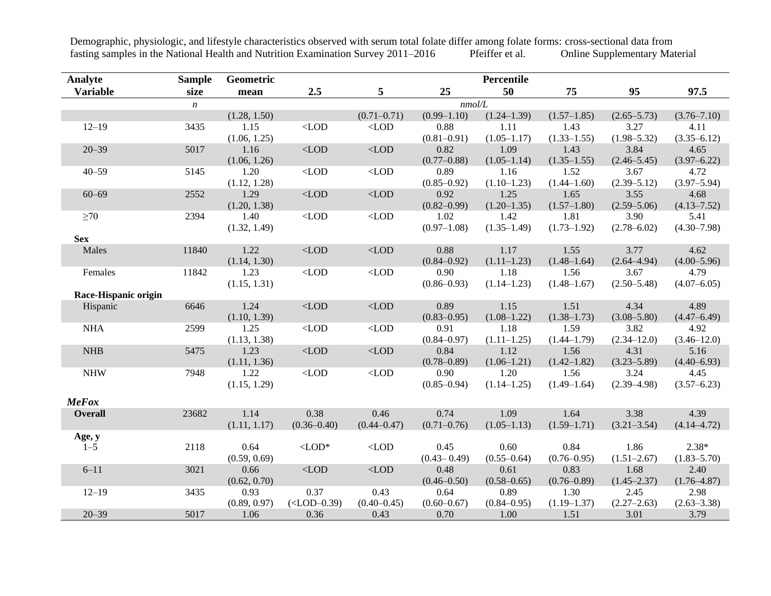| Analyte Variable | Sample size | Geometric mean | Percentile 2.5 | 5 | 25 | 50 | 75 | 95 | 97.5 |
|---|---|---|---|---|---|---|---|---|---|
| | *n* | | *nmol/L* | | | | | | |
| | | (1.28, 1.50) | | (0.71–0.71) | (0.99–1.10) | (1.24–1.39) | (1.57–1.85) | (2.65–5.73) | (3.76–7.10) |
| 12–19 | 3435 | 1.15 (1.06, 1.25) | <LOD | <LOD | 0.88 (0.81–0.91) | 1.11 (1.05–1.17) | 1.43 (1.33–1.55) | 3.27 (1.98–5.32) | 4.11 (3.35–6.12) |
| 20–39 | 5017 | 1.16 (1.06, 1.26) | <LOD | <LOD | 0.82 (0.77–0.88) | 1.09 (1.05–1.14) | 1.43 (1.35–1.55) | 3.84 (2.46–5.45) | 4.65 (3.97–6.22) |
| 40–59 | 5145 | 1.20 (1.12, 1.28) | <LOD | <LOD | 0.89 (0.85–0.92) | 1.16 (1.10–1.23) | 1.52 (1.44–1.60) | 3.67 (2.39–5.12) | 4.72 (3.97–5.94) |
| 60–69 | 2552 | 1.29 (1.20, 1.38) | <LOD | <LOD | 0.92 (0.82–0.99) | 1.25 (1.20–1.35) | 1.65 (1.57–1.80) | 3.55 (2.59–5.06) | 4.68 (4.13–7.52) |
| ≥70 | 2394 | 1.40 (1.32, 1.49) | <LOD | <LOD | 1.02 (0.97–1.08) | 1.42 (1.35–1.49) | 1.81 (1.73–1.92) | 3.90 (2.78–6.02) | 5.41 (4.30–7.98) |
| **Sex** | | | | | | | | | |
| Males | 11840 | 1.22 (1.14, 1.30) | <LOD | <LOD | 0.88 (0.84–0.92) | 1.17 (1.11–1.23) | 1.55 (1.48–1.64) | 3.77 (2.64–4.94) | 4.62 (4.00–5.96) |
| Females | 11842 | 1.23 (1.15, 1.31) | <LOD | <LOD | 0.90 (0.86–0.93) | 1.18 (1.14–1.23) | 1.56 (1.48–1.67) | 3.67 (2.50–5.48) | 4.79 (4.07–6.05) |
| **Race-Hispanic origin** | | | | | | | | | |
| Hispanic | 6646 | 1.24 (1.10, 1.39) | <LOD | <LOD | 0.89 (0.83–0.95) | 1.15 (1.08–1.22) | 1.51 (1.38–1.73) | 4.34 (3.08–5.80) | 4.89 (4.47–6.49) |
| NHA | 2599 | 1.25 (1.13, 1.38) | <LOD | <LOD | 0.91 (0.84–0.97) | 1.18 (1.11–1.25) | 1.59 (1.44–1.79) | 3.82 (2.34–12.0) | 4.92 (3.46–12.0) |
| NHB | 5475 | 1.23 (1.11, 1.36) | <LOD | <LOD | 0.84 (0.78–0.89) | 1.12 (1.06–1.21) | 1.56 (1.42–1.82) | 4.31 (3.23–5.89) | 5.16 (4.40–6.93) |
| NHW | 7948 | 1.22 (1.15, 1.29) | <LOD | <LOD | 0.90 (0.85–0.94) | 1.20 (1.14–1.25) | 1.56 (1.49–1.64) | 3.24 (2.39–4.98) | 4.45 (3.57–6.23) |
| ***MeFox*** | | | | | | | | | |
| **Overall** | 23682 | 1.14 (1.11, 1.17) | 0.38 (0.36–0.40) | 0.46 (0.44–0.47) | 0.74 (0.71–0.76) | 1.09 (1.05–1.13) | 1.64 (1.59–1.71) | 3.38 (3.21–3.54) | 4.39 (4.14–4.72) |
| **Age, y** | | | | | | | | | |
| 1–5 | 2118 | 0.64 (0.59, 0.69) | <LOD* | <LOD | 0.45 (0.43– 0.49) | 0.60 (0.55–0.64) | 0.84 (0.76–0.95) | 1.86 (1.51–2.67) | 2.38* (1.83–5.70) |
| 6–11 | 3021 | 0.66 (0.62, 0.70) | <LOD | <LOD | 0.48 (0.46–0.50) | 0.61 (0.58–0.65) | 0.83 (0.76–0.89) | 1.68 (1.45–2.37) | 2.40 (1.76–4.87) |
| 12–19 | 3435 | 0.93 (0.89, 0.97) | 0.37 (<LOD–0.39) | 0.43 (0.40–0.45) | 0.64 (0.60–0.67) | 0.89 (0.84–0.95) | 1.30 (1.19–1.37) | 2.45 (2.27–2.63) | 2.98 (2.63–3.38) |
| 20–39 | 5017 | 1.06 | 0.36 | 0.43 | 0.70 | 1.00 | 1.51 | 3.01 | 3.79 |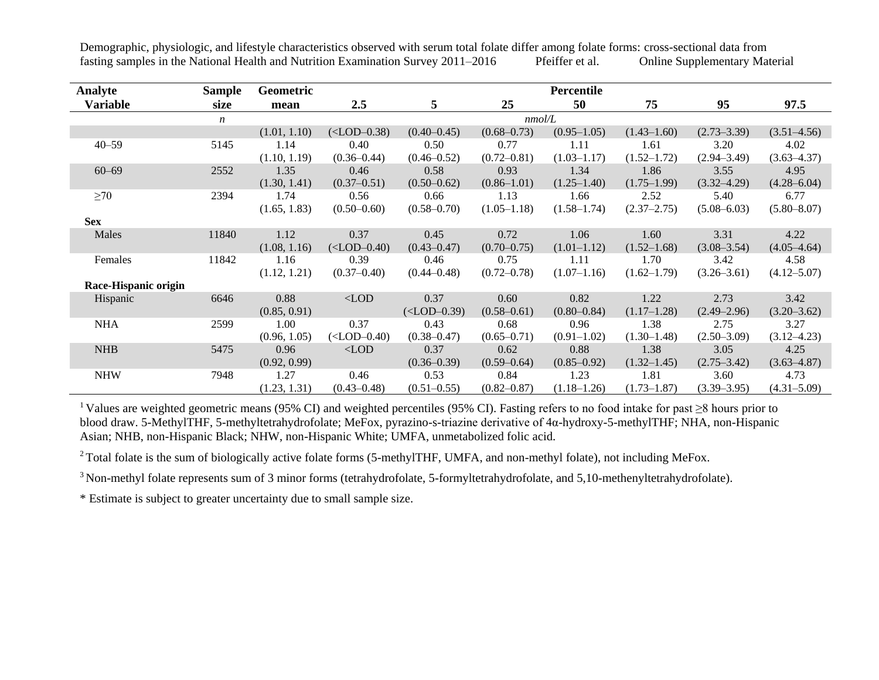| Analyte Variable | Sample size | Geometric mean | 2.5 | 5 | 25 | 50 | 75 | 95 | 97.5 |
|---|---|---|---|---|---|---|---|---|---|
| | | | Percentile | | | | | | |
| | *n* | *nmol/L* | | | | | | | |
| | | (1.01, 1.10) | (<LOD–0.38) | (0.40–0.45) | (0.68–0.73) | (0.95–1.05) | (1.43–1.60) | (2.73–3.39) | (3.51–4.56) |
| 40–59 | 5145 | 1.14 | 0.40 | 0.50 | 0.77 | 1.11 | 1.61 | 3.20 | 4.02 |
| | | (1.10, 1.19) | (0.36–0.44) | (0.46–0.52) | (0.72–0.81) | (1.03–1.17) | (1.52–1.72) | (2.94–3.49) | (3.63–4.37) |
| 60–69 | 2552 | 1.35 | 0.46 | 0.58 | 0.93 | 1.34 | 1.86 | 3.55 | 4.95 |
| | | (1.30, 1.41) | (0.37–0.51) | (0.50–0.62) | (0.86–1.01) | (1.25–1.40) | (1.75–1.99) | (3.32–4.29) | (4.28–6.04) |
| ≥70 | 2394 | 1.74 | 0.56 | 0.66 | 1.13 | 1.66 | 2.52 | 5.40 | 6.77 |
| | | (1.65, 1.83) | (0.50–0.60) | (0.58–0.70) | (1.05–1.18) | (1.58–1.74) | (2.37–2.75) | (5.08–6.03) | (5.80–8.07) |
| **Sex** | | | | | | | | | |
| Males | 11840 | 1.12 | 0.37 | 0.45 | 0.72 | 1.06 | 1.60 | 3.31 | 4.22 |
| | | (1.08, 1.16) | (<LOD–0.40) | (0.43–0.47) | (0.70–0.75) | (1.01–1.12) | (1.52–1.68) | (3.08–3.54) | (4.05–4.64) |
| Females | 11842 | 1.16 | 0.39 | 0.46 | 0.75 | 1.11 | 1.70 | 3.42 | 4.58 |
| | | (1.12, 1.21) | (0.37–0.40) | (0.44–0.48) | (0.72–0.78) | (1.07–1.16) | (1.62–1.79) | (3.26–3.61) | (4.12–5.07) |
| **Race-Hispanic origin** | | | | | | | | | |
| Hispanic | 6646 | 0.88 | <LOD | 0.37 | 0.60 | 0.82 | 1.22 | 2.73 | 3.42 |
| | | (0.85, 0.91) | | (<LOD–0.39) | (0.58–0.61) | (0.80–0.84) | (1.17–1.28) | (2.49–2.96) | (3.20–3.62) |
| NHA | 2599 | 1.00 | 0.37 | 0.43 | 0.68 | 0.96 | 1.38 | 2.75 | 3.27 |
| | | (0.96, 1.05) | (<LOD–0.40) | (0.38–0.47) | (0.65–0.71) | (0.91–1.02) | (1.30–1.48) | (2.50–3.09) | (3.12–4.23) |
| NHB | 5475 | 0.96 | <LOD | 0.37 | 0.62 | 0.88 | 1.38 | 3.05 | 4.25 |
| | | (0.92, 0.99) | | (0.36–0.39) | (0.59–0.64) | (0.85–0.92) | (1.32–1.45) | (2.75–3.42) | (3.63–4.87) |
| NHW | 7948 | 1.27 | 0.46 | 0.53 | 0.84 | 1.23 | 1.81 | 3.60 | 4.73 |
| | | (1.23, 1.31) | (0.43–0.48) | (0.51–0.55) | (0.82–0.87) | (1.18–1.26) | (1.73–1.87) | (3.39–3.95) | (4.31–5.09) |

[1] Values are weighted geometric means (95% CI) and weighted percentiles (95% CI). Fasting refers to no food intake for past ≥8 hours prior to blood draw. 5-MethylTHF, 5-methyltetrahydrofolate; MeFox, pyrazino-s-triazine derivative of 4α-hydroxy-5-methylTHF; NHA, non-Hispanic Asian; NHB, non-Hispanic Black; NHW, non-Hispanic White; UMFA, unmetabolized folic acid.

[2] Total folate is the sum of biologically active folate forms (5-methylTHF, UMFA, and non-methyl folate), not including MeFox.

[3] Non-methyl folate represents sum of 3 minor forms (tetrahydrofolate, 5-formyltetrahydrofolate, and 5,10-methenyltetrahydrofolate).

\* Estimate is subject to greater uncertainty due to small sample size.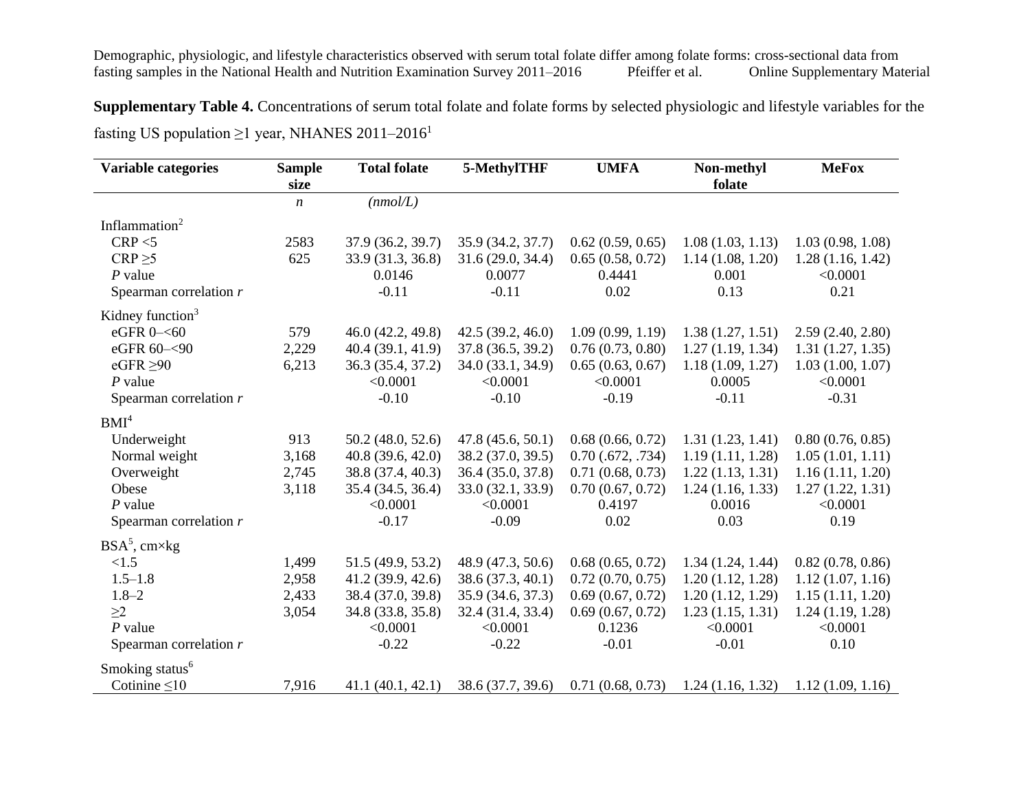**Supplementary Table 4.** Concentrations of serum total folate and folate forms by selected physiologic and lifestyle variables for the fasting US population ≥1 year, NHANES 2011–2016[1]

| Variable categories | Sample size | Total folate | 5-MethylTHF | UMFA | Non-methyl folate | MeFox |
|---|---|---|---|---|---|---|
| | *n* | *(nmol/L)* | | | | |
| Inflammation[2] | | | | | | |
| CRP <5 | 2583 | 37.9 (36.2, 39.7) | 35.9 (34.2, 37.7) | 0.62 (0.59, 0.65) | 1.08 (1.03, 1.13) | 1.03 (0.98, 1.08) |
| CRP ≥5 | 625 | 33.9 (31.3, 36.8) | 31.6 (29.0, 34.4) | 0.65 (0.58, 0.72) | 1.14 (1.08, 1.20) | 1.28 (1.16, 1.42) |
| *P* value | | 0.0146 | 0.0077 | 0.4441 | 0.001 | <0.0001 |
| Spearman correlation *r* | | -0.11 | -0.11 | 0.02 | 0.13 | 0.21 |
| Kidney function[3] | | | | | | |
| eGFR 0–<60 | 579 | 46.0 (42.2, 49.8) | 42.5 (39.2, 46.0) | 1.09 (0.99, 1.19) | 1.38 (1.27, 1.51) | 2.59 (2.40, 2.80) |
| eGFR 60–<90 | 2,229 | 40.4 (39.1, 41.9) | 37.8 (36.5, 39.2) | 0.76 (0.73, 0.80) | 1.27 (1.19, 1.34) | 1.31 (1.27, 1.35) |
| eGFR ≥90 | 6,213 | 36.3 (35.4, 37.2) | 34.0 (33.1, 34.9) | 0.65 (0.63, 0.67) | 1.18 (1.09, 1.27) | 1.03 (1.00, 1.07) |
| *P* value | | <0.0001 | <0.0001 | <0.0001 | 0.0005 | <0.0001 |
| Spearman correlation *r* | | -0.10 | -0.10 | -0.19 | -0.11 | -0.31 |
| BMI[4] | | | | | | |
| Underweight | 913 | 50.2 (48.0, 52.6) | 47.8 (45.6, 50.1) | 0.68 (0.66, 0.72) | 1.31 (1.23, 1.41) | 0.80 (0.76, 0.85) |
| Normal weight | 3,168 | 40.8 (39.6, 42.0) | 38.2 (37.0, 39.5) | 0.70 (.672, .734) | 1.19 (1.11, 1.28) | 1.05 (1.01, 1.11) |
| Overweight | 2,745 | 38.8 (37.4, 40.3) | 36.4 (35.0, 37.8) | 0.71 (0.68, 0.73) | 1.22 (1.13, 1.31) | 1.16 (1.11, 1.20) |
| Obese | 3,118 | 35.4 (34.5, 36.4) | 33.0 (32.1, 33.9) | 0.70 (0.67, 0.72) | 1.24 (1.16, 1.33) | 1.27 (1.22, 1.31) |
| *P* value | | <0.0001 | <0.0001 | 0.4197 | 0.0016 | <0.0001 |
| Spearman correlation *r* | | -0.17 | -0.09 | 0.02 | 0.03 | 0.19 |
| BSA[5], cm×kg | | | | | | |
| <1.5 | 1,499 | 51.5 (49.9, 53.2) | 48.9 (47.3, 50.6) | 0.68 (0.65, 0.72) | 1.34 (1.24, 1.44) | 0.82 (0.78, 0.86) |
| 1.5–1.8 | 2,958 | 41.2 (39.9, 42.6) | 38.6 (37.3, 40.1) | 0.72 (0.70, 0.75) | 1.20 (1.12, 1.28) | 1.12 (1.07, 1.16) |
| 1.8–2 | 2,433 | 38.4 (37.0, 39.8) | 35.9 (34.6, 37.3) | 0.69 (0.67, 0.72) | 1.20 (1.12, 1.29) | 1.15 (1.11, 1.20) |
| ≥2 | 3,054 | 34.8 (33.8, 35.8) | 32.4 (31.4, 33.4) | 0.69 (0.67, 0.72) | 1.23 (1.15, 1.31) | 1.24 (1.19, 1.28) |
| *P* value | | <0.0001 | <0.0001 | 0.1236 | <0.0001 | <0.0001 |
| Spearman correlation *r* | | -0.22 | -0.22 | -0.01 | -0.01 | 0.10 |
| Smoking status[6] | | | | | | |
| Cotinine ≤10 | 7,916 | 41.1 (40.1, 42.1) | 38.6 (37.7, 39.6) | 0.71 (0.68, 0.73) | 1.24 (1.16, 1.32) | 1.12 (1.09, 1.16) |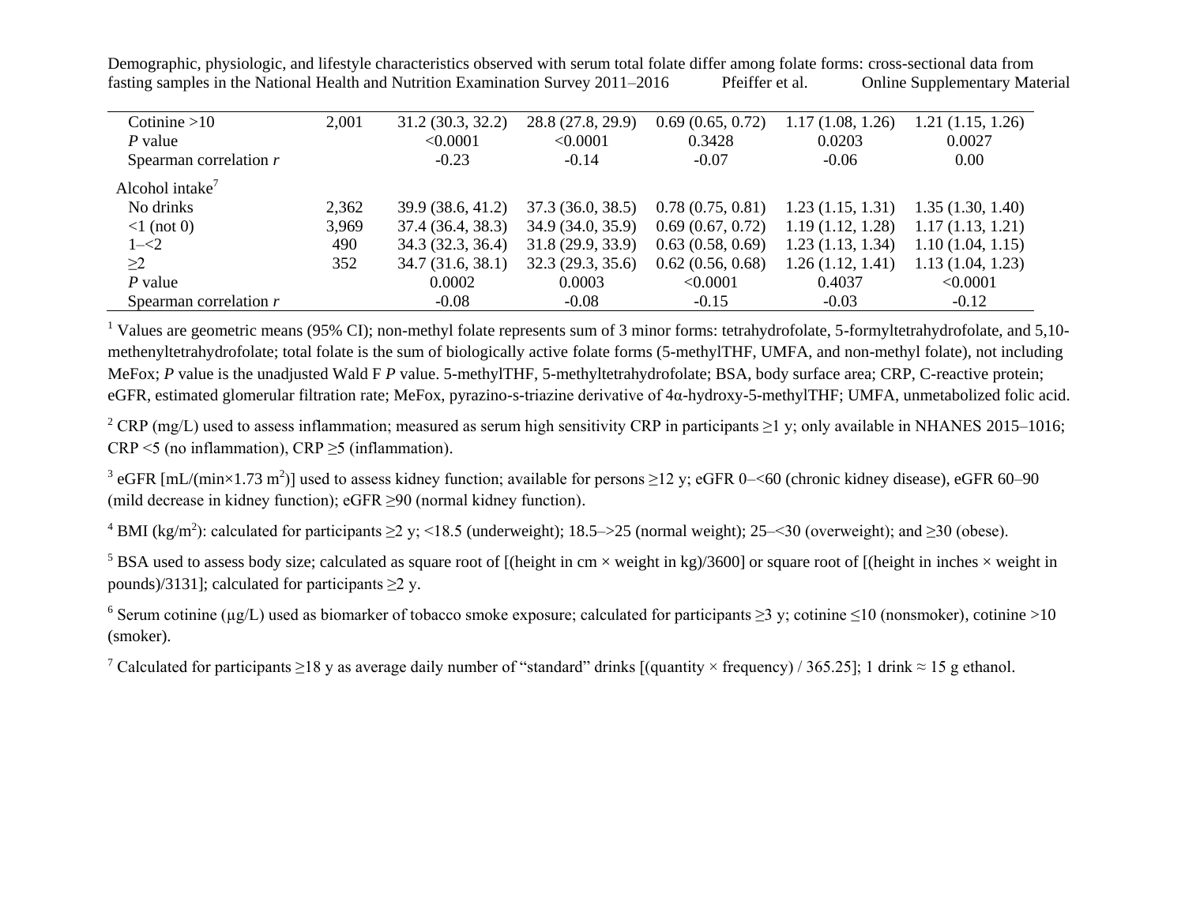| | | | | | | |
|---|---|---|---|---|---|---|
| Cotinine >10 | 2,001 | 31.2 (30.3, 32.2) | 28.8 (27.8, 29.9) | 0.69 (0.65, 0.72) | 1.17 (1.08, 1.26) | 1.21 (1.15, 1.26) |
| *P* value | | <0.0001 | <0.0001 | 0.3428 | 0.0203 | 0.0027 |
| Spearman correlation *r* | | -0.23 | -0.14 | -0.07 | -0.06 | 0.00 |
| Alcohol intake[7] | | | | | | |
| No drinks | 2,362 | 39.9 (38.6, 41.2) | 37.3 (36.0, 38.5) | 0.78 (0.75, 0.81) | 1.23 (1.15, 1.31) | 1.35 (1.30, 1.40) |
| <1 (not 0) | 3,969 | 37.4 (36.4, 38.3) | 34.9 (34.0, 35.9) | 0.69 (0.67, 0.72) | 1.19 (1.12, 1.28) | 1.17 (1.13, 1.21) |
| 1–<2 | 490 | 34.3 (32.3, 36.4) | 31.8 (29.9, 33.9) | 0.63 (0.58, 0.69) | 1.23 (1.13, 1.34) | 1.10 (1.04, 1.15) |
| ≥2 | 352 | 34.7 (31.6, 38.1) | 32.3 (29.3, 35.6) | 0.62 (0.56, 0.68) | 1.26 (1.12, 1.41) | 1.13 (1.04, 1.23) |
| *P* value | | 0.0002 | 0.0003 | <0.0001 | 0.4037 | <0.0001 |
| Spearman correlation *r* | | -0.08 | -0.08 | -0.15 | -0.03 | -0.12 |

[1] Values are geometric means (95% CI); non-methyl folate represents sum of 3 minor forms: tetrahydrofolate, 5-formyltetrahydrofolate, and 5,10-methenyltetrahydrofolate; total folate is the sum of biologically active folate forms (5-methylTHF, UMFA, and non-methyl folate), not including MeFox; *P* value is the unadjusted Wald F *P* value. 5-methylTHF, 5-methyltetrahydrofolate; BSA, body surface area; CRP, C-reactive protein; eGFR, estimated glomerular filtration rate; MeFox, pyrazino-s-triazine derivative of 4α-hydroxy-5-methylTHF; UMFA, unmetabolized folic acid.

[2] CRP (mg/L) used to assess inflammation; measured as serum high sensitivity CRP in participants ≥1 y; only available in NHANES 2015–1016; CRP <5 (no inflammation), CRP ≥5 (inflammation).

[3] eGFR [mL/(min×1.73 m$^2$)] used to assess kidney function; available for persons ≥12 y; eGFR 0–<60 (chronic kidney disease), eGFR 60–90 (mild decrease in kidney function); eGFR ≥90 (normal kidney function).

[4] BMI (kg/m$^2$): calculated for participants ≥2 y; <18.5 (underweight); 18.5–>25 (normal weight); 25–<30 (overweight); and ≥30 (obese).

[5] BSA used to assess body size; calculated as square root of [(height in cm × weight in kg)/3600] or square root of [(height in inches × weight in pounds)/3131]; calculated for participants ≥2 y.

[6] Serum cotinine (μg/L) used as biomarker of tobacco smoke exposure; calculated for participants ≥3 y; cotinine ≤10 (nonsmoker), cotinine >10 (smoker).

[7] Calculated for participants ≥18 y as average daily number of "standard" drinks [(quantity × frequency) / 365.25]; 1 drink ≈ 15 g ethanol.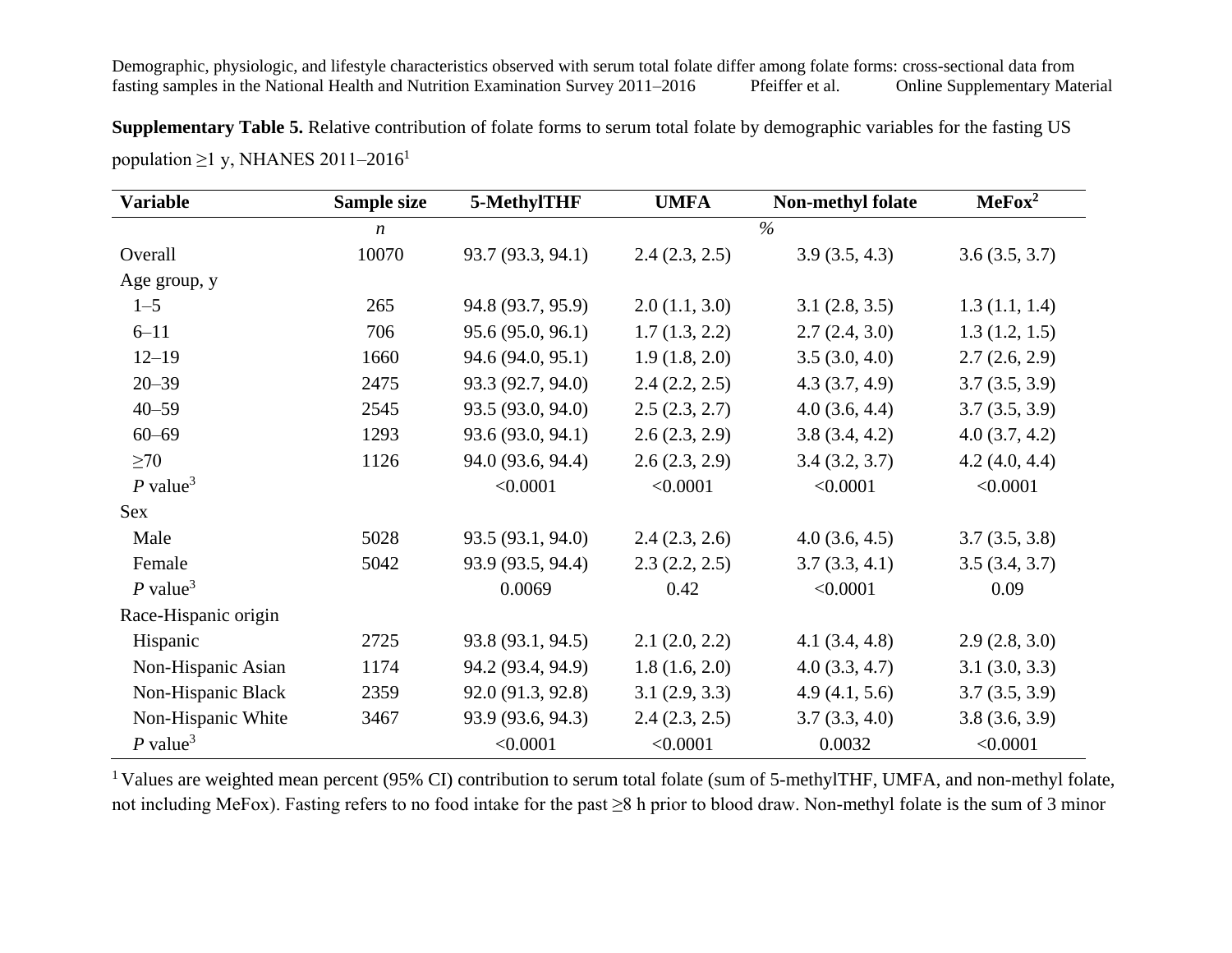**Supplementary Table 5.** Relative contribution of folate forms to serum total folate by demographic variables for the fasting US population ≥1 y, NHANES 2011–2016[1]

| Variable | Sample size | 5-MethylTHF | UMFA | Non-methyl folate | MeFox[2] |
|---|---|---|---|---|---|
| | *n* | | | % | |
| Overall | 10070 | 93.7 (93.3, 94.1) | 2.4 (2.3, 2.5) | 3.9 (3.5, 4.3) | 3.6 (3.5, 3.7) |
| Age group, y | | | | | |
| 1–5 | 265 | 94.8 (93.7, 95.9) | 2.0 (1.1, 3.0) | 3.1 (2.8, 3.5) | 1.3 (1.1, 1.4) |
| 6–11 | 706 | 95.6 (95.0, 96.1) | 1.7 (1.3, 2.2) | 2.7 (2.4, 3.0) | 1.3 (1.2, 1.5) |
| 12–19 | 1660 | 94.6 (94.0, 95.1) | 1.9 (1.8, 2.0) | 3.5 (3.0, 4.0) | 2.7 (2.6, 2.9) |
| 20–39 | 2475 | 93.3 (92.7, 94.0) | 2.4 (2.2, 2.5) | 4.3 (3.7, 4.9) | 3.7 (3.5, 3.9) |
| 40–59 | 2545 | 93.5 (93.0, 94.0) | 2.5 (2.3, 2.7) | 4.0 (3.6, 4.4) | 3.7 (3.5, 3.9) |
| 60–69 | 1293 | 93.6 (93.0, 94.1) | 2.6 (2.3, 2.9) | 3.8 (3.4, 4.2) | 4.0 (3.7, 4.2) |
| ≥70 | 1126 | 94.0 (93.6, 94.4) | 2.6 (2.3, 2.9) | 3.4 (3.2, 3.7) | 4.2 (4.0, 4.4) |
| *P* value[3] | | <0.0001 | <0.0001 | <0.0001 | <0.0001 |
| Sex | | | | | |
| Male | 5028 | 93.5 (93.1, 94.0) | 2.4 (2.3, 2.6) | 4.0 (3.6, 4.5) | 3.7 (3.5, 3.8) |
| Female | 5042 | 93.9 (93.5, 94.4) | 2.3 (2.2, 2.5) | 3.7 (3.3, 4.1) | 3.5 (3.4, 3.7) |
| *P* value[3] | | 0.0069 | 0.42 | <0.0001 | 0.09 |
| Race-Hispanic origin | | | | | |
| Hispanic | 2725 | 93.8 (93.1, 94.5) | 2.1 (2.0, 2.2) | 4.1 (3.4, 4.8) | 2.9 (2.8, 3.0) |
| Non-Hispanic Asian | 1174 | 94.2 (93.4, 94.9) | 1.8 (1.6, 2.0) | 4.0 (3.3, 4.7) | 3.1 (3.0, 3.3) |
| Non-Hispanic Black | 2359 | 92.0 (91.3, 92.8) | 3.1 (2.9, 3.3) | 4.9 (4.1, 5.6) | 3.7 (3.5, 3.9) |
| Non-Hispanic White | 3467 | 93.9 (93.6, 94.3) | 2.4 (2.3, 2.5) | 3.7 (3.3, 4.0) | 3.8 (3.6, 3.9) |
| *P* value[3] | | <0.0001 | <0.0001 | 0.0032 | <0.0001 |

[1] Values are weighted mean percent (95% CI) contribution to serum total folate (sum of 5-methylTHF, UMFA, and non-methyl folate, not including MeFox). Fasting refers to no food intake for the past ≥8 h prior to blood draw. Non-methyl folate is the sum of 3 minor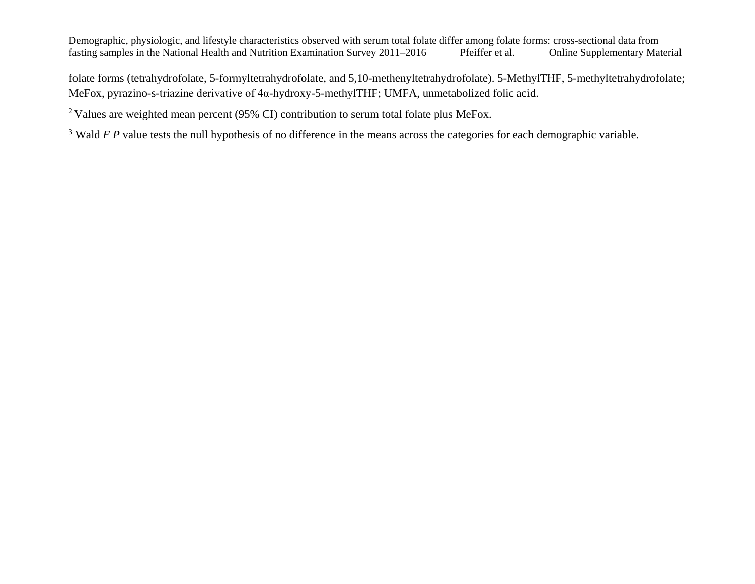folate forms (tetrahydrofolate, 5-formyltetrahydrofolate, and 5,10-methenyltetrahydrofolate). 5-MethylTHF, 5-methyltetrahydrofolate; MeFox, pyrazino-s-triazine derivative of 4α-hydroxy-5-methylTHF; UMFA, unmetabolized folic acid.

[2] Values are weighted mean percent (95% CI) contribution to serum total folate plus MeFox.

[3] Wald *F P* value tests the null hypothesis of no difference in the means across the categories for each demographic variable.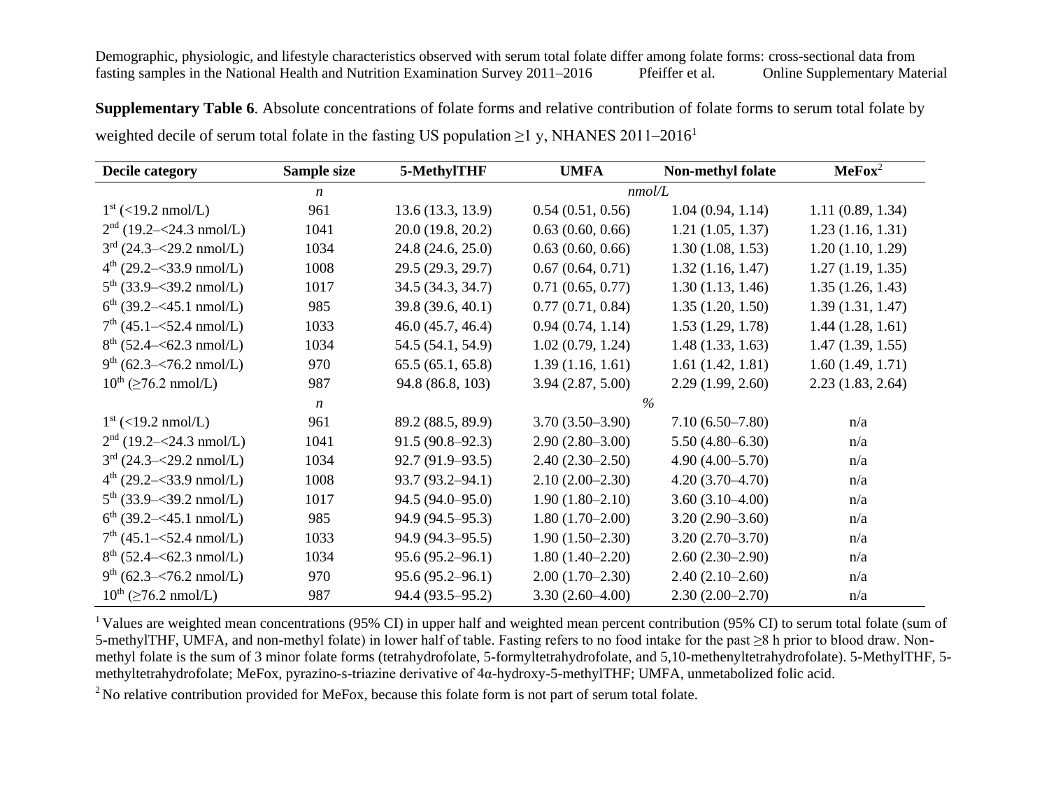**Supplementary Table 6**. Absolute concentrations of folate forms and relative contribution of folate forms to serum total folate by weighted decile of serum total folate in the fasting US population ≥1 y, NHANES 2011–2016[1]

| Decile category | Sample size | 5-MethylTHF | UMFA | Non-methyl folate | MeFox[2] |
|---|---|---|---|---|---|
| | *n* | | *nmol/L* | | |
| 1st (<19.2 nmol/L) | 961 | 13.6 (13.3, 13.9) | 0.54 (0.51, 0.56) | 1.04 (0.94, 1.14) | 1.11 (0.89, 1.34) |
| 2nd (19.2–<24.3 nmol/L) | 1041 | 20.0 (19.8, 20.2) | 0.63 (0.60, 0.66) | 1.21 (1.05, 1.37) | 1.23 (1.16, 1.31) |
| 3rd (24.3–<29.2 nmol/L) | 1034 | 24.8 (24.6, 25.0) | 0.63 (0.60, 0.66) | 1.30 (1.08, 1.53) | 1.20 (1.10, 1.29) |
| 4th (29.2–<33.9 nmol/L) | 1008 | 29.5 (29.3, 29.7) | 0.67 (0.64, 0.71) | 1.32 (1.16, 1.47) | 1.27 (1.19, 1.35) |
| 5th (33.9–<39.2 nmol/L) | 1017 | 34.5 (34.3, 34.7) | 0.71 (0.65, 0.77) | 1.30 (1.13, 1.46) | 1.35 (1.26, 1.43) |
| 6th (39.2–<45.1 nmol/L) | 985 | 39.8 (39.6, 40.1) | 0.77 (0.71, 0.84) | 1.35 (1.20, 1.50) | 1.39 (1.31, 1.47) |
| 7th (45.1–<52.4 nmol/L) | 1033 | 46.0 (45.7, 46.4) | 0.94 (0.74, 1.14) | 1.53 (1.29, 1.78) | 1.44 (1.28, 1.61) |
| 8th (52.4–<62.3 nmol/L) | 1034 | 54.5 (54.1, 54.9) | 1.02 (0.79, 1.24) | 1.48 (1.33, 1.63) | 1.47 (1.39, 1.55) |
| 9th (62.3–<76.2 nmol/L) | 970 | 65.5 (65.1, 65.8) | 1.39 (1.16, 1.61) | 1.61 (1.42, 1.81) | 1.60 (1.49, 1.71) |
| 10th (≥76.2 nmol/L) | 987 | 94.8 (86.8, 103) | 3.94 (2.87, 5.00) | 2.29 (1.99, 2.60) | 2.23 (1.83, 2.64) |
| | *n* | | *%* | | |
| 1st (<19.2 nmol/L) | 961 | 89.2 (88.5, 89.9) | 3.70 (3.50–3.90) | 7.10 (6.50–7.80) | n/a |
| 2nd (19.2–<24.3 nmol/L) | 1041 | 91.5 (90.8–92.3) | 2.90 (2.80–3.00) | 5.50 (4.80–6.30) | n/a |
| 3rd (24.3–<29.2 nmol/L) | 1034 | 92.7 (91.9–93.5) | 2.40 (2.30–2.50) | 4.90 (4.00–5.70) | n/a |
| 4th (29.2–<33.9 nmol/L) | 1008 | 93.7 (93.2–94.1) | 2.10 (2.00–2.30) | 4.20 (3.70–4.70) | n/a |
| 5th (33.9–<39.2 nmol/L) | 1017 | 94.5 (94.0–95.0) | 1.90 (1.80–2.10) | 3.60 (3.10–4.00) | n/a |
| 6th (39.2–<45.1 nmol/L) | 985 | 94.9 (94.5–95.3) | 1.80 (1.70–2.00) | 3.20 (2.90–3.60) | n/a |
| 7th (45.1–<52.4 nmol/L) | 1033 | 94.9 (94.3–95.5) | 1.90 (1.50–2.30) | 3.20 (2.70–3.70) | n/a |
| 8th (52.4–<62.3 nmol/L) | 1034 | 95.6 (95.2–96.1) | 1.80 (1.40–2.20) | 2.60 (2.30–2.90) | n/a |
| 9th (62.3–<76.2 nmol/L) | 970 | 95.6 (95.2–96.1) | 2.00 (1.70–2.30) | 2.40 (2.10–2.60) | n/a |
| 10th (≥76.2 nmol/L) | 987 | 94.4 (93.5–95.2) | 3.30 (2.60–4.00) | 2.30 (2.00–2.70) | n/a |

[1] Values are weighted mean concentrations (95% CI) in upper half and weighted mean percent contribution (95% CI) to serum total folate (sum of 5-methylTHF, UMFA, and non-methyl folate) in lower half of table. Fasting refers to no food intake for the past ≥8 h prior to blood draw. Non-methyl folate is the sum of 3 minor folate forms (tetrahydrofolate, 5-formyltetrahydrofolate, and 5,10-methenyltetrahydrofolate). 5-MethylTHF, 5-methyltetrahydrofolate; MeFox, pyrazino-s-triazine derivative of 4α-hydroxy-5-methylTHF; UMFA, unmetabolized folic acid.

[2] No relative contribution provided for MeFox, because this folate form is not part of serum total folate.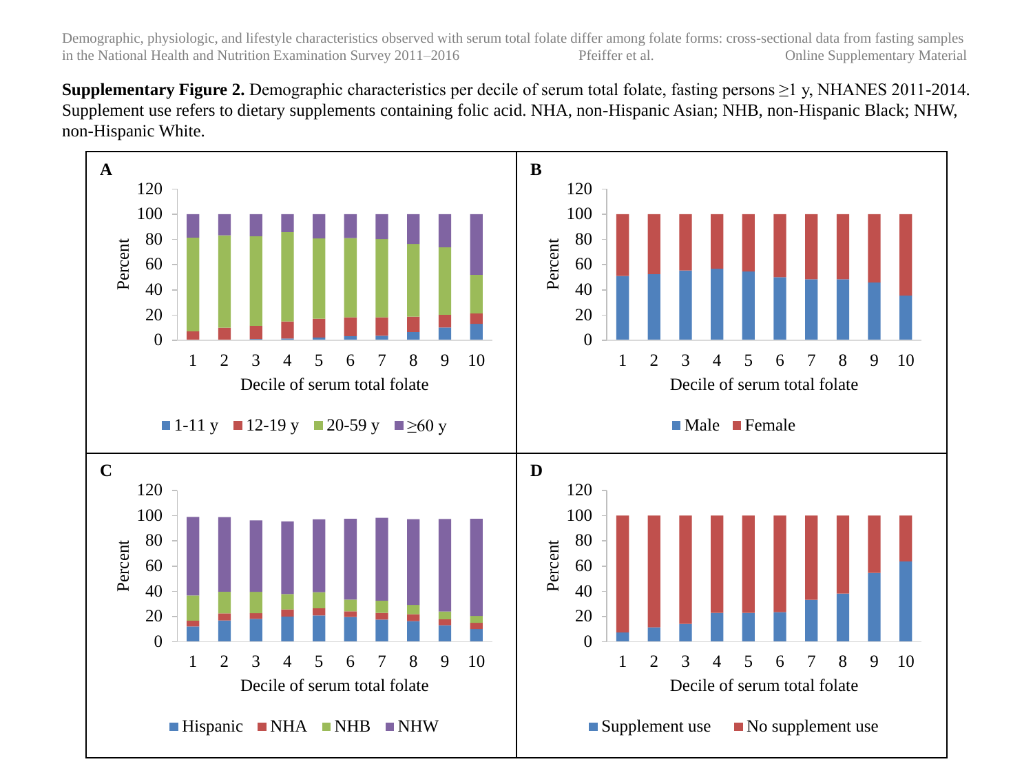**Supplementary Figure 2.** Demographic characteristics per decile of serum total folate, fasting persons ≥1 y, NHANES 2011-2014. Supplement use refers to dietary supplements containing folic acid. NHA, non-Hispanic Asian; NHB, non-Hispanic Black; NHW, non-Hispanic White.

A

120
100
80
60
40
20
0

Percent

1 2 3 4 5 6 7 8 9 10

Decile of serum total folate

1-11 y 12-19 y 20-59 y ≥60 y

B

120
100
80
60
40
20
0

Percent

1 2 3 4 5 6 7 8 9 10

Decile of serum total folate

Male Female

C

120
100
80
60
40
20
0

Percent

1 2 3 4 5 6 7 8 9 10

Decile of serum total folate

Hispanic NHA NHB NHW

D

120
100
80
60
40
20
0

Percent

1 2 3 4 5 6 7 8 9 10

Decile of serum total folate

Supplement use No supplement use